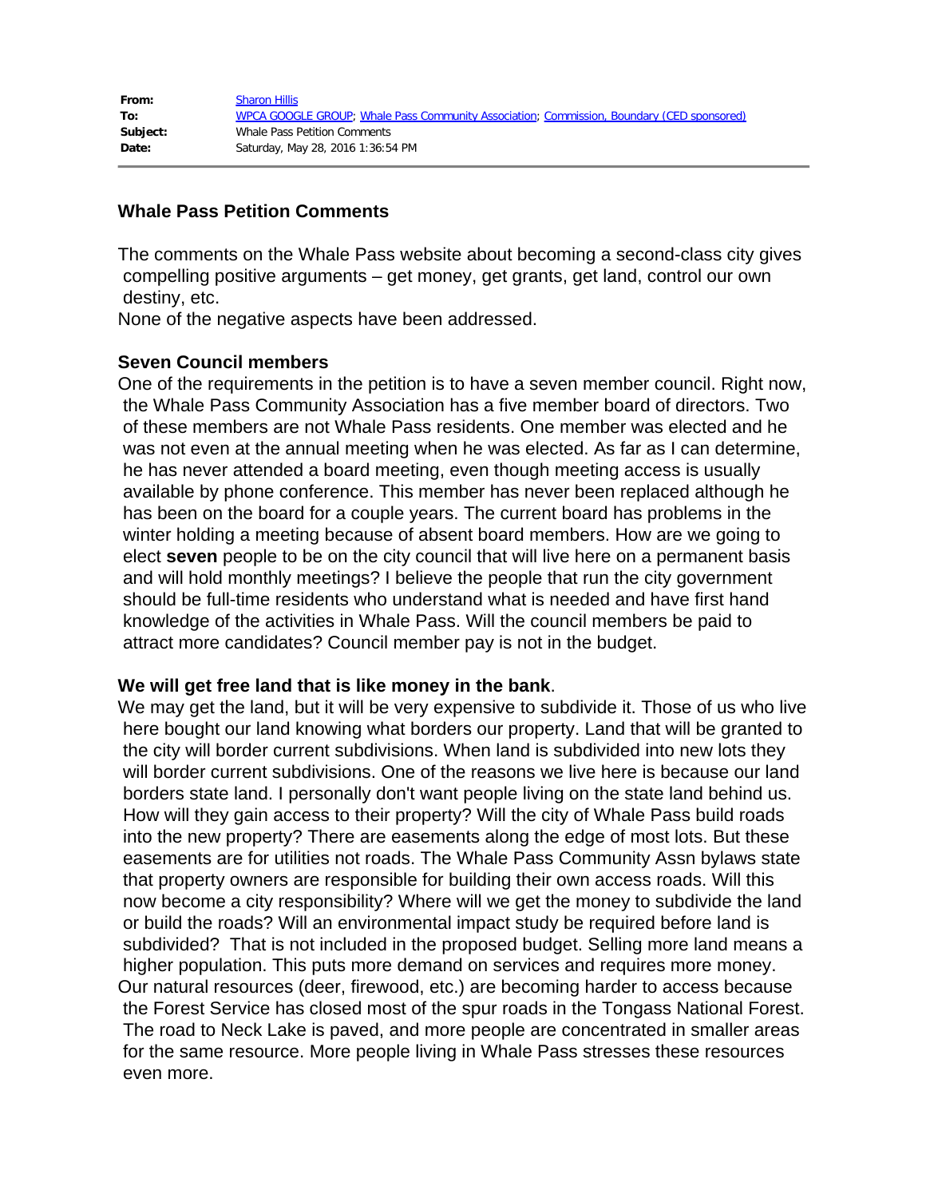| | |
|---|---|
| **From:** | Sharon Hillis |
| **To:** | WPCA GOOGLE GROUP; Whale Pass Community Association; Commission, Boundary (CED sponsored) |
| **Subject:** | Whale Pass Petition Comments |
| **Date:** | Saturday, May 28, 2016 1:36:54 PM |

## Whale Pass Petition Comments

The comments on the Whale Pass website about becoming a second-class city gives compelling positive arguments – get money, get grants, get land, control our own destiny, etc.

None of the negative aspects have been addressed.

### Seven Council members

One of the requirements in the petition is to have a seven member council. Right now, the Whale Pass Community Association has a five member board of directors. Two of these members are not Whale Pass residents. One member was elected and he was not even at the annual meeting when he was elected. As far as I can determine, he has never attended a board meeting, even though meeting access is usually available by phone conference. This member has never been replaced although he has been on the board for a couple years. The current board has problems in the winter holding a meeting because of absent board members. How are we going to elect **seven** people to be on the city council that will live here on a permanent basis and will hold monthly meetings? I believe the people that run the city government should be full-time residents who understand what is needed and have first hand knowledge of the activities in Whale Pass. Will the council members be paid to attract more candidates? Council member pay is not in the budget.

### We will get free land that is like money in the bank.

We may get the land, but it will be very expensive to subdivide it. Those of us who live here bought our land knowing what borders our property. Land that will be granted to the city will border current subdivisions. When land is subdivided into new lots they will border current subdivisions. One of the reasons we live here is because our land borders state land. I personally don't want people living on the state land behind us. How will they gain access to their property? Will the city of Whale Pass build roads into the new property? There are easements along the edge of most lots. But these easements are for utilities not roads. The Whale Pass Community Assn bylaws state that property owners are responsible for building their own access roads. Will this now become a city responsibility? Where will we get the money to subdivide the land or build the roads? Will an environmental impact study be required before land is subdivided? That is not included in the proposed budget. Selling more land means a higher population. This puts more demand on services and requires more money.

Our natural resources (deer, firewood, etc.) are becoming harder to access because the Forest Service has closed most of the spur roads in the Tongass National Forest. The road to Neck Lake is paved, and more people are concentrated in smaller areas for the same resource. More people living in Whale Pass stresses these resources even more.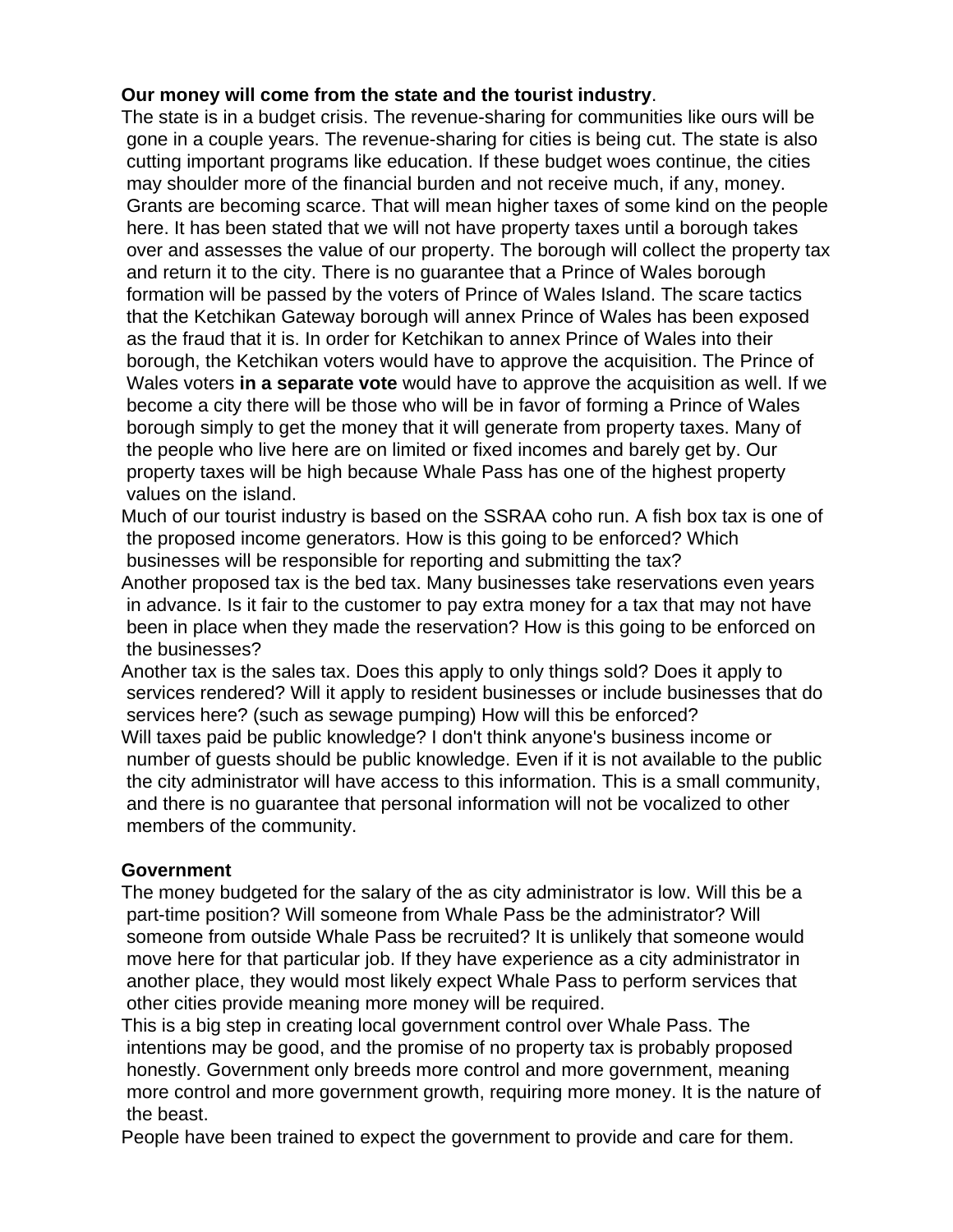**Our money will come from the state and the tourist industry**.

The state is in a budget crisis. The revenue-sharing for communities like ours will be gone in a couple years. The revenue-sharing for cities is being cut. The state is also cutting important programs like education. If these budget woes continue, the cities may shoulder more of the financial burden and not receive much, if any, money. Grants are becoming scarce. That will mean higher taxes of some kind on the people here. It has been stated that we will not have property taxes until a borough takes over and assesses the value of our property. The borough will collect the property tax and return it to the city. There is no guarantee that a Prince of Wales borough formation will be passed by the voters of Prince of Wales Island. The scare tactics that the Ketchikan Gateway borough will annex Prince of Wales has been exposed as the fraud that it is. In order for Ketchikan to annex Prince of Wales into their borough, the Ketchikan voters would have to approve the acquisition. The Prince of Wales voters **in a separate vote** would have to approve the acquisition as well. If we become a city there will be those who will be in favor of forming a Prince of Wales borough simply to get the money that it will generate from property taxes. Many of the people who live here are on limited or fixed incomes and barely get by. Our property taxes will be high because Whale Pass has one of the highest property values on the island.

Much of our tourist industry is based on the SSRAA coho run. A fish box tax is one of the proposed income generators. How is this going to be enforced? Which businesses will be responsible for reporting and submitting the tax?

Another proposed tax is the bed tax. Many businesses take reservations even years in advance. Is it fair to the customer to pay extra money for a tax that may not have been in place when they made the reservation? How is this going to be enforced on the businesses?

Another tax is the sales tax. Does this apply to only things sold? Does it apply to services rendered? Will it apply to resident businesses or include businesses that do services here? (such as sewage pumping) How will this be enforced?

Will taxes paid be public knowledge? I don't think anyone's business income or number of guests should be public knowledge. Even if it is not available to the public the city administrator will have access to this information. This is a small community, and there is no guarantee that personal information will not be vocalized to other members of the community.

**Government**

The money budgeted for the salary of the as city administrator is low. Will this be a part-time position? Will someone from Whale Pass be the administrator? Will someone from outside Whale Pass be recruited? It is unlikely that someone would move here for that particular job. If they have experience as a city administrator in another place, they would most likely expect Whale Pass to perform services that other cities provide meaning more money will be required.

This is a big step in creating local government control over Whale Pass. The intentions may be good, and the promise of no property tax is probably proposed honestly. Government only breeds more control and more government, meaning more control and more government growth, requiring more money. It is the nature of the beast.

People have been trained to expect the government to provide and care for them.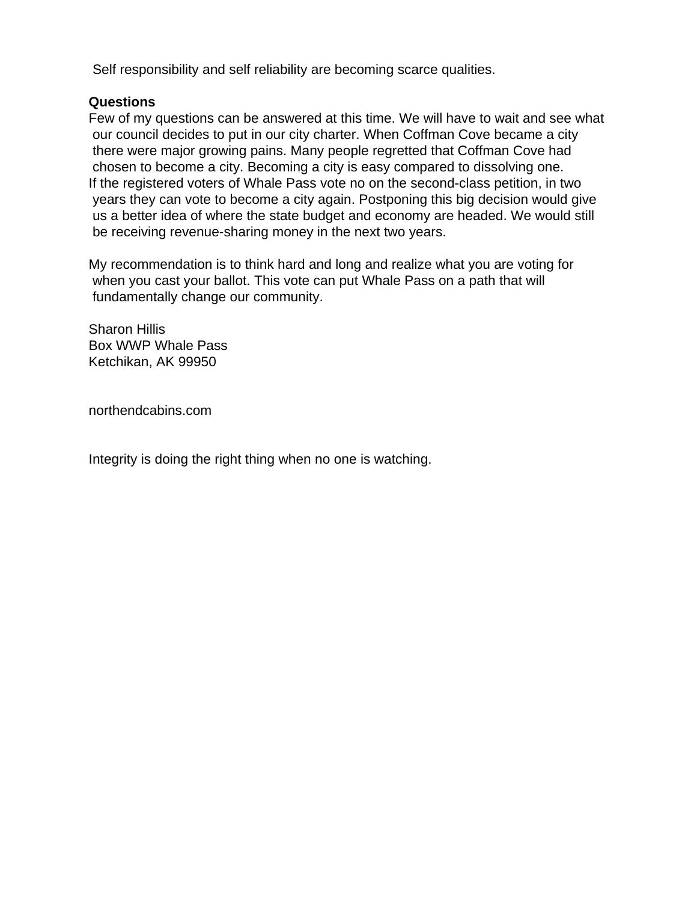Self responsibility and self reliability are becoming scarce qualities.

**Questions**

Few of my questions can be answered at this time. We will have to wait and see what our council decides to put in our city charter. When Coffman Cove became a city there were major growing pains. Many people regretted that Coffman Cove had chosen to become a city. Becoming a city is easy compared to dissolving one. If the registered voters of Whale Pass vote no on the second-class petition, in two years they can vote to become a city again. Postponing this big decision would give us a better idea of where the state budget and economy are headed. We would still be receiving revenue-sharing money in the next two years.

My recommendation is to think hard and long and realize what you are voting for when you cast your ballot. This vote can put Whale Pass on a path that will fundamentally change our community.

Sharon Hillis
Box WWP Whale Pass
Ketchikan, AK 99950

northendcabins.com

Integrity is doing the right thing when no one is watching.